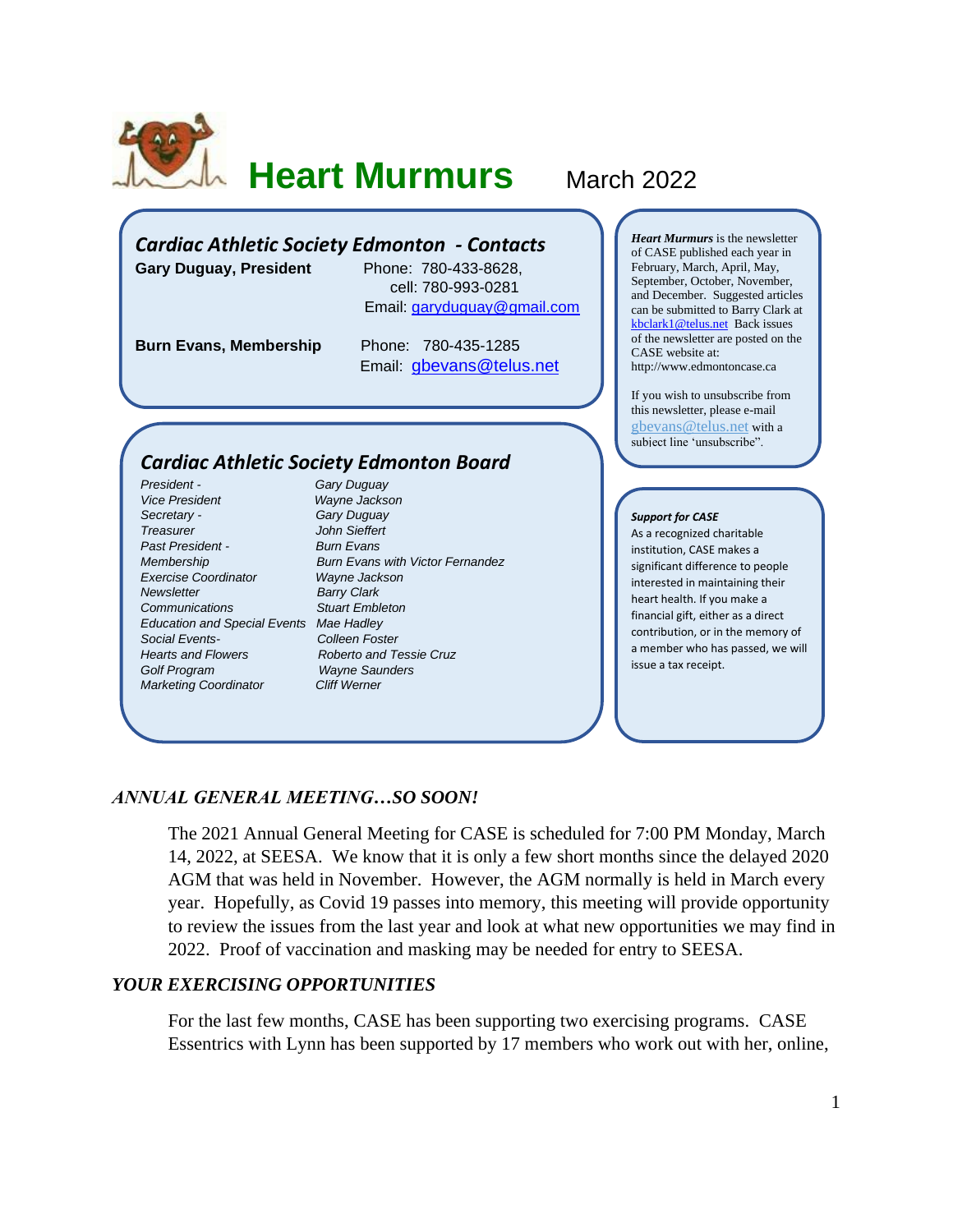# Heart Murmurs

March 2022

## Cardiac Athletic Society Edmonton - Contacts

**Gary Duguay, President** Phone: 780-433-8628, cell: 780-993-0281 Email: garyduguay@gmail.com

**Burn Evans, Membership** Phone: 780-435-1285 Email: gbevans@telus.net

## Cardiac Athletic Society Edmonton Board

| | |
|---|---|
| *President -* | *Gary Duguay* |
| *Vice President* | *Wayne Jackson* |
| *Secretary -* | *Gary Duguay* |
| *Treasurer* | *John Sieffert* |
| *Past President -* | *Burn Evans* |
| *Membership* | *Burn Evans with Victor Fernandez* |
| *Exercise Coordinator* | *Wayne Jackson* |
| *Newsletter* | *Barry Clark* |
| *Communications* | *Stuart Embleton* |
| *Education and Special Events* | *Mae Hadley* |
| *Social Events-* | *Colleen Foster* |
| *Hearts and Flowers* | *Roberto and Tessie Cruz* |
| *Golf Program* | *Wayne Saunders* |
| *Marketing Coordinator* | *Cliff Werner* |

***Heart Murmurs*** is the newsletter of CASE published each year in February, March, April, May, September, October, November, and December. Suggested articles can be submitted to Barry Clark at kbclark1@telus.net Back issues of the newsletter are posted on the CASE website at: http://www.edmontoncase.ca

If you wish to unsubscribe from this newsletter, please e-mail gbevans@telus.net with a subject line 'unsubscribe".

***Support for CASE***

As a recognized charitable institution, CASE makes a significant difference to people interested in maintaining their heart health. If you make a financial gift, either as a direct contribution, or in the memory of a member who has passed, we will issue a tax receipt.

### *ANNUAL GENERAL MEETING…SO SOON!*

The 2021 Annual General Meeting for CASE is scheduled for 7:00 PM Monday, March 14, 2022, at SEESA. We know that it is only a few short months since the delayed 2020 AGM that was held in November. However, the AGM normally is held in March every year. Hopefully, as Covid 19 passes into memory, this meeting will provide opportunity to review the issues from the last year and look at what new opportunities we may find in 2022. Proof of vaccination and masking may be needed for entry to SEESA.

### *YOUR EXERCISING OPPORTUNITIES*

For the last few months, CASE has been supporting two exercising programs. CASE Essentrics with Lynn has been supported by 17 members who work out with her, online,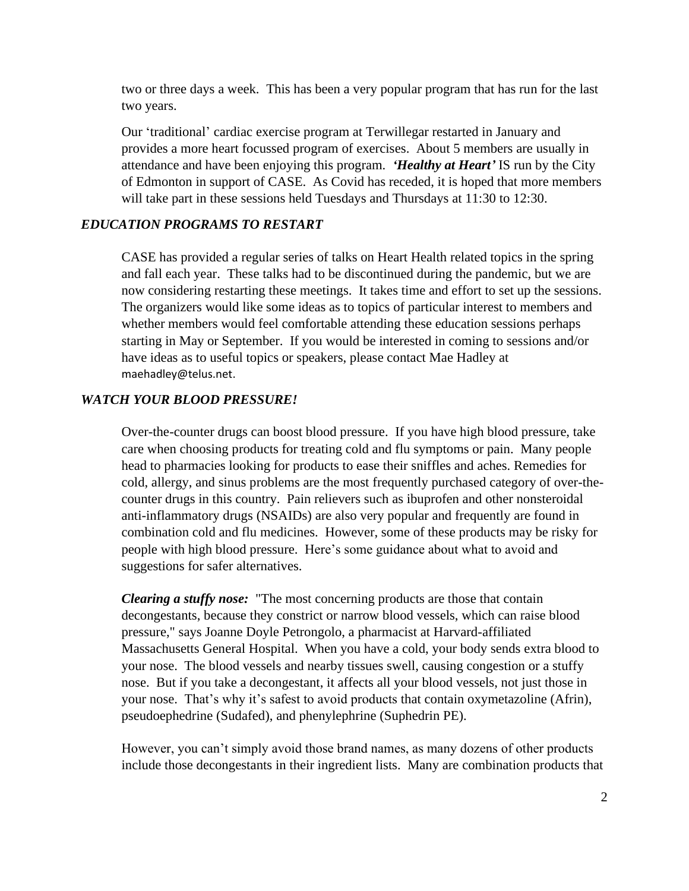two or three days a week. This has been a very popular program that has run for the last two years.

Our 'traditional' cardiac exercise program at Terwillegar restarted in January and provides a more heart focussed program of exercises. About 5 members are usually in attendance and have been enjoying this program. ***'Healthy at Heart'*** IS run by the City of Edmonton in support of CASE. As Covid has receded, it is hoped that more members will take part in these sessions held Tuesdays and Thursdays at 11:30 to 12:30.

### *EDUCATION PROGRAMS TO RESTART*

CASE has provided a regular series of talks on Heart Health related topics in the spring and fall each year. These talks had to be discontinued during the pandemic, but we are now considering restarting these meetings. It takes time and effort to set up the sessions. The organizers would like some ideas as to topics of particular interest to members and whether members would feel comfortable attending these education sessions perhaps starting in May or September. If you would be interested in coming to sessions and/or have ideas as to useful topics or speakers, please contact Mae Hadley at maehadley@telus.net.

### *WATCH YOUR BLOOD PRESSURE!*

Over-the-counter drugs can boost blood pressure. If you have high blood pressure, take care when choosing products for treating cold and flu symptoms or pain. Many people head to pharmacies looking for products to ease their sniffles and aches. Remedies for cold, allergy, and sinus problems are the most frequently purchased category of over-the-counter drugs in this country. Pain relievers such as ibuprofen and other nonsteroidal anti-inflammatory drugs (NSAIDs) are also very popular and frequently are found in combination cold and flu medicines. However, some of these products may be risky for people with high blood pressure. Here's some guidance about what to avoid and suggestions for safer alternatives.

***Clearing a stuffy nose:*** "The most concerning products are those that contain decongestants, because they constrict or narrow blood vessels, which can raise blood pressure," says Joanne Doyle Petrongolo, a pharmacist at Harvard-affiliated Massachusetts General Hospital. When you have a cold, your body sends extra blood to your nose. The blood vessels and nearby tissues swell, causing congestion or a stuffy nose. But if you take a decongestant, it affects all your blood vessels, not just those in your nose. That's why it's safest to avoid products that contain oxymetazoline (Afrin), pseudoephedrine (Sudafed), and phenylephrine (Suphedrin PE).

However, you can't simply avoid those brand names, as many dozens of other products include those decongestants in their ingredient lists. Many are combination products that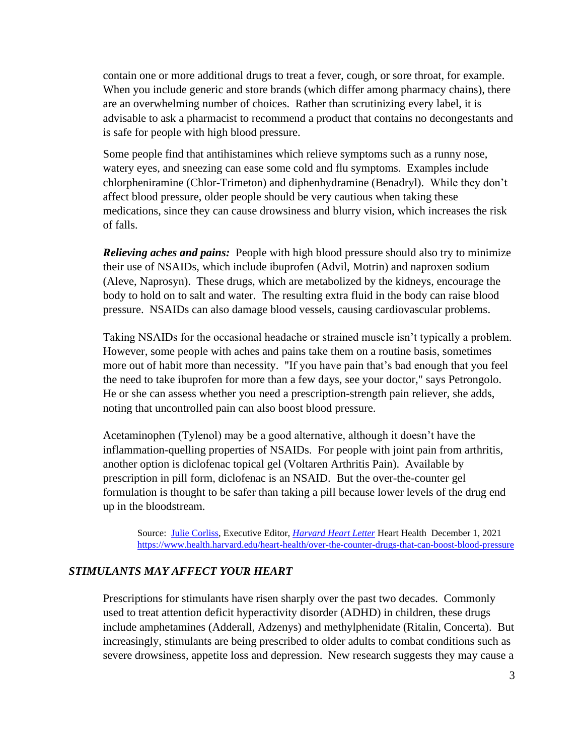contain one or more additional drugs to treat a fever, cough, or sore throat, for example. When you include generic and store brands (which differ among pharmacy chains), there are an overwhelming number of choices. Rather than scrutinizing every label, it is advisable to ask a pharmacist to recommend a product that contains no decongestants and is safe for people with high blood pressure.

Some people find that antihistamines which relieve symptoms such as a runny nose, watery eyes, and sneezing can ease some cold and flu symptoms. Examples include chlorpheniramine (Chlor-Trimeton) and diphenhydramine (Benadryl). While they don't affect blood pressure, older people should be very cautious when taking these medications, since they can cause drowsiness and blurry vision, which increases the risk of falls.

***Relieving aches and pains:*** People with high blood pressure should also try to minimize their use of NSAIDs, which include ibuprofen (Advil, Motrin) and naproxen sodium (Aleve, Naprosyn). These drugs, which are metabolized by the kidneys, encourage the body to hold on to salt and water. The resulting extra fluid in the body can raise blood pressure. NSAIDs can also damage blood vessels, causing cardiovascular problems.

Taking NSAIDs for the occasional headache or strained muscle isn't typically a problem. However, some people with aches and pains take them on a routine basis, sometimes more out of habit more than necessity. "If you have pain that's bad enough that you feel the need to take ibuprofen for more than a few days, see your doctor," says Petrongolo. He or she can assess whether you need a prescription-strength pain reliever, she adds, noting that uncontrolled pain can also boost blood pressure.

Acetaminophen (Tylenol) may be a good alternative, although it doesn't have the inflammation-quelling properties of NSAIDs. For people with joint pain from arthritis, another option is diclofenac topical gel (Voltaren Arthritis Pain). Available by prescription in pill form, diclofenac is an NSAID. But the over-the-counter gel formulation is thought to be safer than taking a pill because lower levels of the drug end up in the bloodstream.

> Source: [Julie Corliss](), Executive Editor, [*Harvard Heart Letter*]() Heart Health December 1, 2021
> [https://www.health.harvard.edu/heart-health/over-the-counter-drugs-that-can-boost-blood-pressure](https://www.health.harvard.edu/heart-health/over-the-counter-drugs-that-can-boost-blood-pressure)

### *STIMULANTS MAY AFFECT YOUR HEART*

Prescriptions for stimulants have risen sharply over the past two decades. Commonly used to treat attention deficit hyperactivity disorder (ADHD) in children, these drugs include amphetamines (Adderall, Adzenys) and methylphenidate (Ritalin, Concerta). But increasingly, stimulants are being prescribed to older adults to combat conditions such as severe drowsiness, appetite loss and depression. New research suggests they may cause a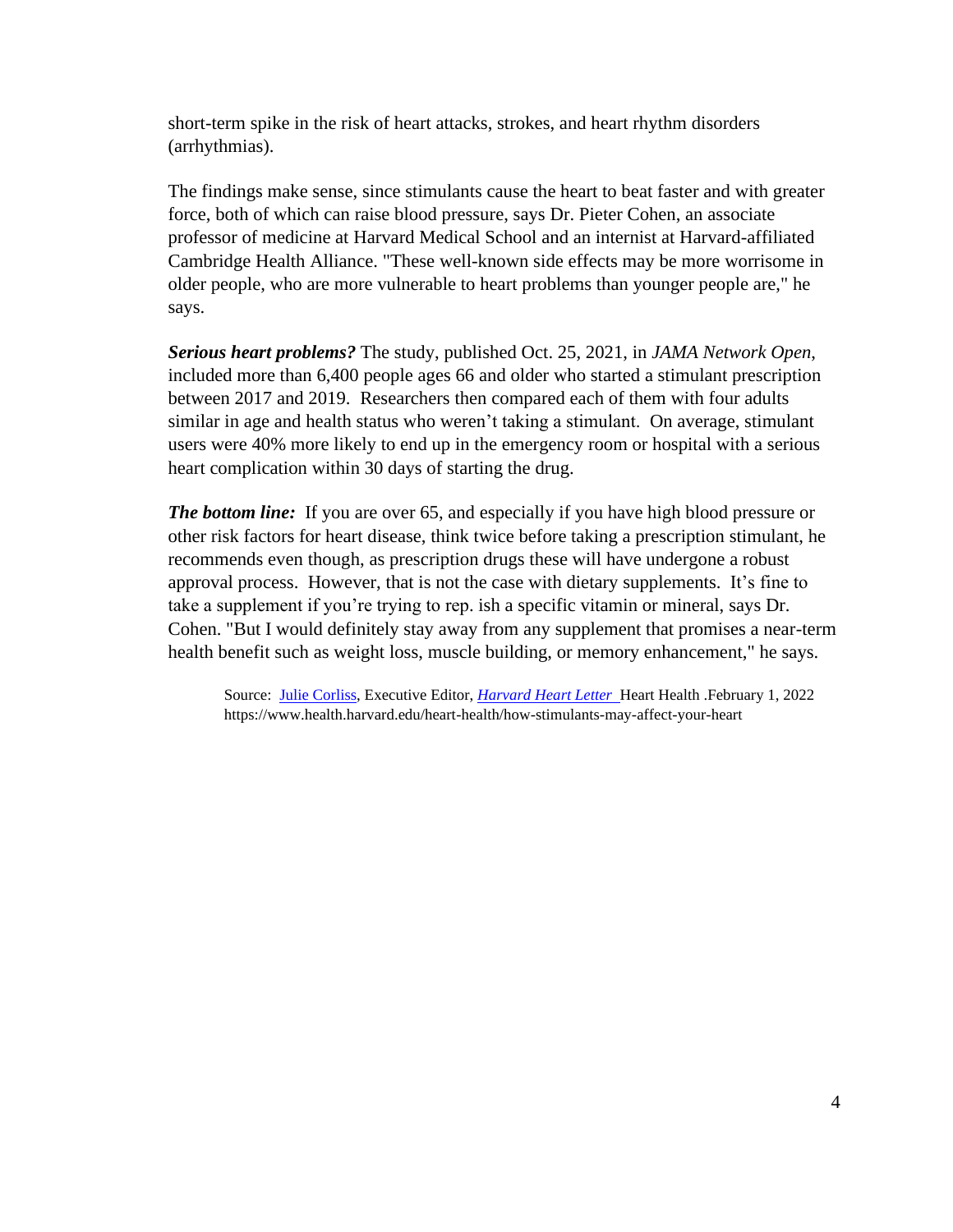short-term spike in the risk of heart attacks, strokes, and heart rhythm disorders (arrhythmias).

The findings make sense, since stimulants cause the heart to beat faster and with greater force, both of which can raise blood pressure, says Dr. Pieter Cohen, an associate professor of medicine at Harvard Medical School and an internist at Harvard-affiliated Cambridge Health Alliance. "These well-known side effects may be more worrisome in older people, who are more vulnerable to heart problems than younger people are," he says.

***Serious heart problems?*** The study, published Oct. 25, 2021, in *JAMA Network Open*, included more than 6,400 people ages 66 and older who started a stimulant prescription between 2017 and 2019. Researchers then compared each of them with four adults similar in age and health status who weren't taking a stimulant. On average, stimulant users were 40% more likely to end up in the emergency room or hospital with a serious heart complication within 30 days of starting the drug.

***The bottom line:*** If you are over 65, and especially if you have high blood pressure or other risk factors for heart disease, think twice before taking a prescription stimulant, he recommends even though, as prescription drugs these will have undergone a robust approval process. However, that is not the case with dietary supplements. It's fine to take a supplement if you're trying to rep. ish a specific vitamin or mineral, says Dr. Cohen. "But I would definitely stay away from any supplement that promises a near-term health benefit such as weight loss, muscle building, or memory enhancement," he says.

Source: Julie Corliss, Executive Editor, *Harvard Heart Letter* Heart Health .February 1, 2022 https://www.health.harvard.edu/heart-health/how-stimulants-may-affect-your-heart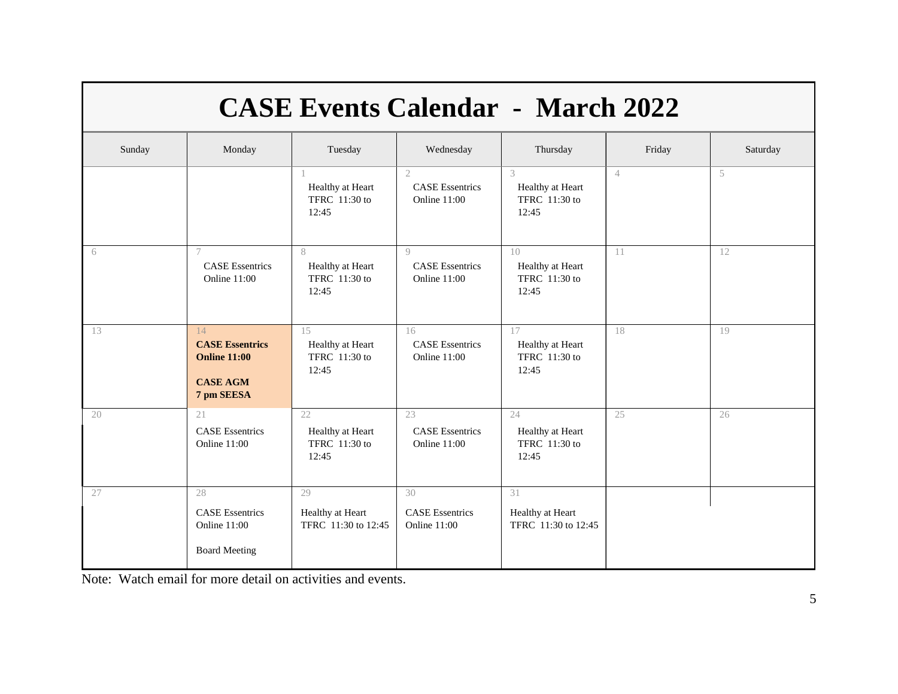# CASE Events Calendar - March 2022

| Sunday | Monday | Tuesday | Wednesday | Thursday | Friday | Saturday |
|---|---|---|---|---|---|---|
| | | 1 Healthy at Heart TFRC 11:30 to 12:45 | 2 CASE Essentrics Online 11:00 | 3 Healthy at Heart TFRC 11:30 to 12:45 | 4 | 5 |
| 6 | 7 CASE Essentrics Online 11:00 | 8 Healthy at Heart TFRC 11:30 to 12:45 | 9 CASE Essentrics Online 11:00 | 10 Healthy at Heart TFRC 11:30 to 12:45 | 11 | 12 |
| 13 | 14 **CASE Essentrics Online 11:00** **CASE AGM 7 pm SEESA** | 15 Healthy at Heart TFRC 11:30 to 12:45 | 16 CASE Essentrics Online 11:00 | 17 Healthy at Heart TFRC 11:30 to 12:45 | 18 | 19 |
| 20 | 21 CASE Essentrics Online 11:00 | 22 Healthy at Heart TFRC 11:30 to 12:45 | 23 CASE Essentrics Online 11:00 | 24 Healthy at Heart TFRC 11:30 to 12:45 | 25 | 26 |
| 27 | 28 CASE Essentrics Online 11:00 Board Meeting | 29 Healthy at Heart TFRC 11:30 to 12:45 | 30 CASE Essentrics Online 11:00 | 31 Healthy at Heart TFRC 11:30 to 12:45 | | |

Note: Watch email for more detail on activities and events.